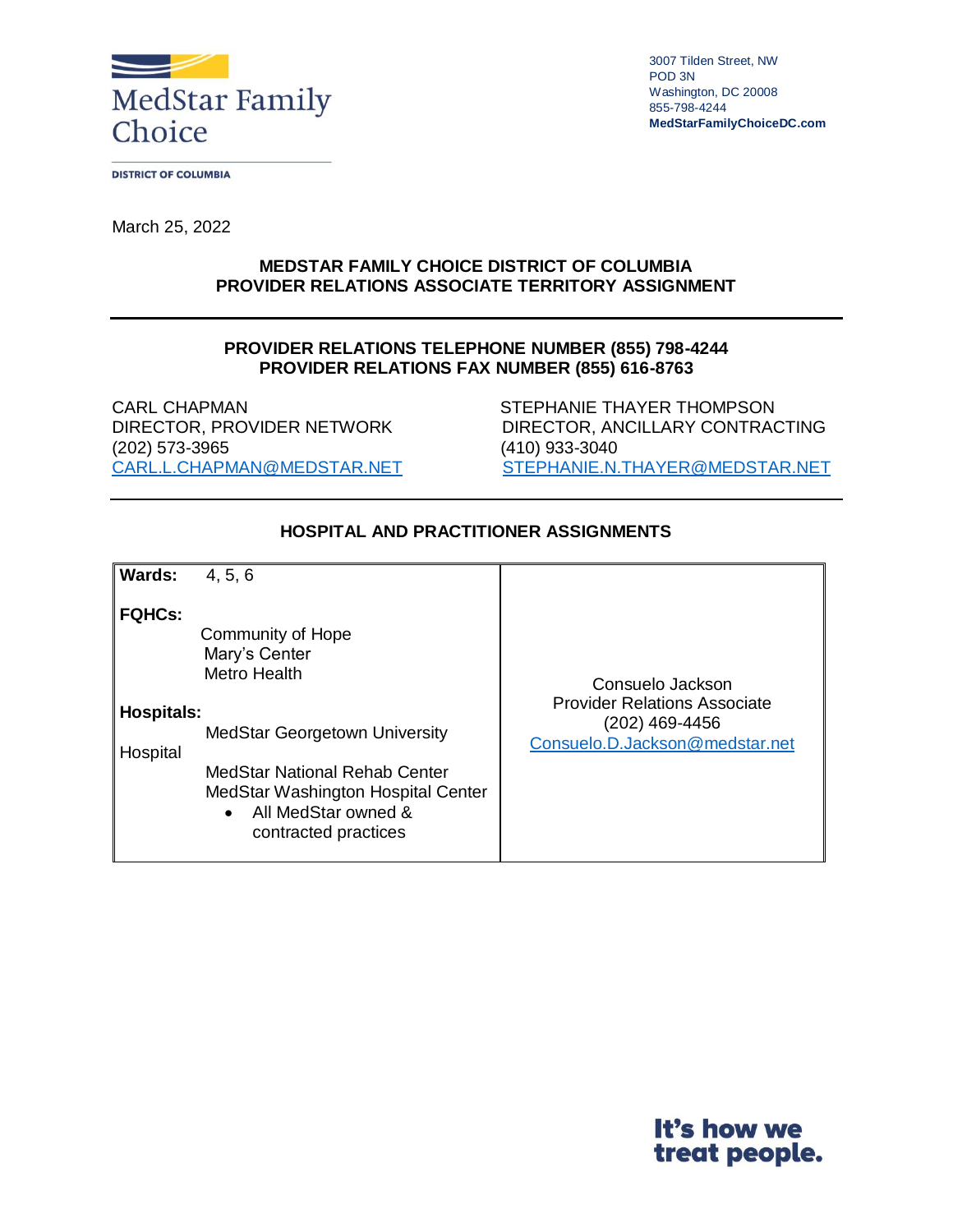MedStar Family Choice

DISTRICT OF COLUMBIA

3007 Tilden Street, NW
POD 3N
Washington, DC 20008
855-798-4244
**MedStarFamilyChoiceDC.com**

March 25, 2022

**MEDSTAR FAMILY CHOICE DISTRICT OF COLUMBIA**
**PROVIDER RELATIONS ASSOCIATE TERRITORY ASSIGNMENT**

---

**PROVIDER RELATIONS TELEPHONE NUMBER (855) 798-4244**
**PROVIDER RELATIONS FAX NUMBER (855) 616-8763**

CARL CHAPMAN
DIRECTOR, PROVIDER NETWORK
(202) 573-3965
CARL.L.CHAPMAN@MEDSTAR.NET

STEPHANIE THAYER THOMPSON
DIRECTOR, ANCILLARY CONTRACTING
(410) 933-3040
STEPHANIE.N.THAYER@MEDSTAR.NET

---

**HOSPITAL AND PRACTITIONER ASSIGNMENTS**

| | |
|---|---|
| **Wards:** 4, 5, 6<br><br>**FQHCs:**<br>Community of Hope<br>Mary's Center<br>Metro Health<br><br>**Hospitals:**<br>MedStar Georgetown University Hospital<br>MedStar National Rehab Center<br>MedStar Washington Hospital Center<br>• All MedStar owned & contracted practices | Consuelo Jackson<br>Provider Relations Associate<br>(202) 469-4456<br>Consuelo.D.Jackson@medstar.net |

It's how we treat people.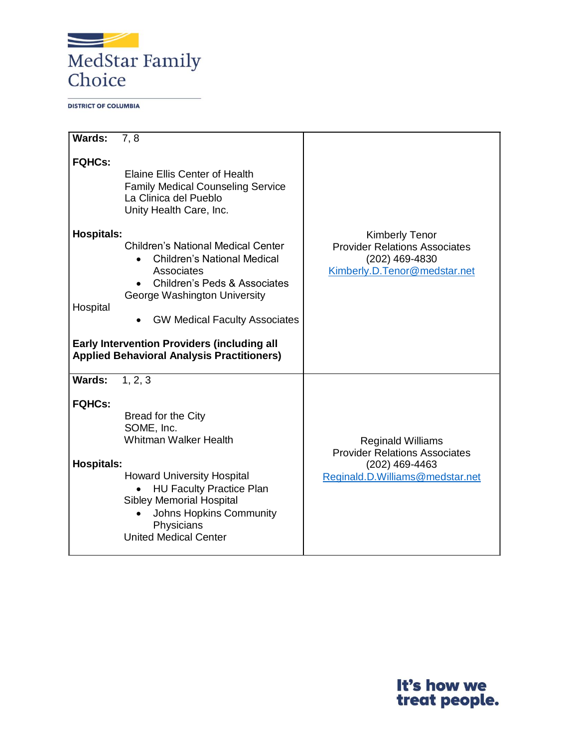| | |
|---|---|
| **Wards:** 7, 8<br><br>**FQHCs:**<br>Elaine Ellis Center of Health<br>Family Medical Counseling Service<br>La Clinica del Pueblo<br>Unity Health Care, Inc.<br><br>**Hospitals:**<br>Children's National Medical Center<br>• Children's National Medical Associates<br>• Children's Peds & Associates<br>George Washington University Hospital<br>• GW Medical Faculty Associates<br><br>**Early Intervention Providers (including all Applied Behavioral Analysis Practitioners)** | Kimberly Tenor<br>Provider Relations Associates<br>(202) 469-4830<br>Kimberly.D.Tenor@medstar.net |
| **Wards:** 1, 2, 3<br><br>**FQHCs:**<br>Bread for the City<br>SOME, Inc.<br>Whitman Walker Health<br><br>**Hospitals:**<br>Howard University Hospital<br>• HU Faculty Practice Plan<br>Sibley Memorial Hospital<br>• Johns Hopkins Community Physicians<br>United Medical Center | Reginald Williams<br>Provider Relations Associates<br>(202) 469-4463<br>Reginald.D.Williams@medstar.net |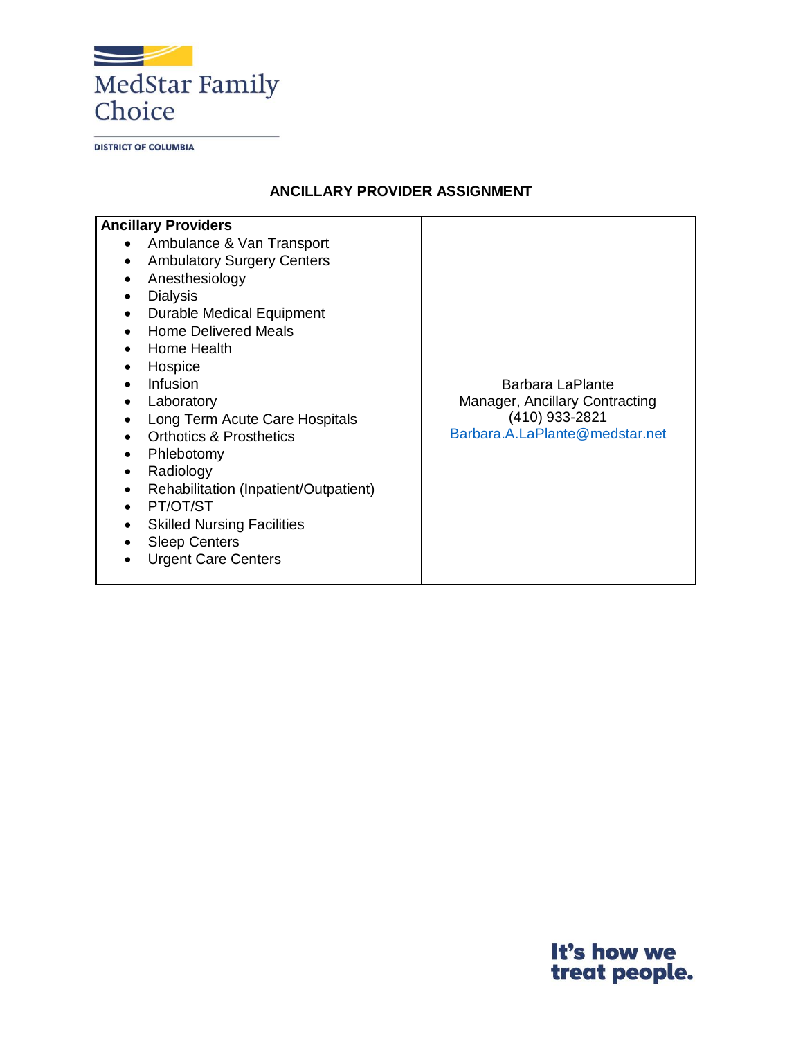MedStar Family Choice

DISTRICT OF COLUMBIA

## ANCILLARY PROVIDER ASSIGNMENT

| | |
|---|---|
| **Ancillary Providers**<br>• Ambulance & Van Transport<br>• Ambulatory Surgery Centers<br>• Anesthesiology<br>• Dialysis<br>• Durable Medical Equipment<br>• Home Delivered Meals<br>• Home Health<br>• Hospice<br>• Infusion<br>• Laboratory<br>• Long Term Acute Care Hospitals<br>• Orthotics & Prosthetics<br>• Phlebotomy<br>• Radiology<br>• Rehabilitation (Inpatient/Outpatient)<br>• PT/OT/ST<br>• Skilled Nursing Facilities<br>• Sleep Centers<br>• Urgent Care Centers | Barbara LaPlante<br>Manager, Ancillary Contracting<br>(410) 933-2821<br>Barbara.A.LaPlante@medstar.net |

It's how we treat people.